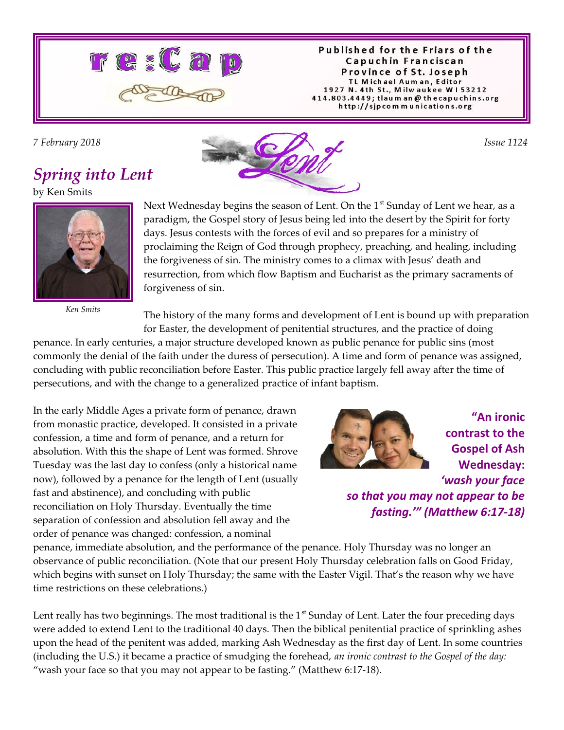# re:Cap

Published for the Friars of the Capuchin Franciscan Province of St. Joseph
TL Michael Auman, Editor
1927 N. 4th St., Milwaukee WI 53212
414.803.4449; tlauman@thecapuchins.org
http://sjpcommunications.org

*7 February 2018* *Issue 1124*

Lent

## *Spring into Lent*

by Ken Smits

*Ken Smits*

Next Wednesday begins the season of Lent. On the 1st Sunday of Lent we hear, as a paradigm, the Gospel story of Jesus being led into the desert by the Spirit for forty days. Jesus contests with the forces of evil and so prepares for a ministry of proclaiming the Reign of God through prophecy, preaching, and healing, including the forgiveness of sin. The ministry comes to a climax with Jesus' death and resurrection, from which flow Baptism and Eucharist as the primary sacraments of forgiveness of sin.

The history of the many forms and development of Lent is bound up with preparation for Easter, the development of penitential structures, and the practice of doing penance. In early centuries, a major structure developed known as public penance for public sins (most commonly the denial of the faith under the duress of persecution). A time and form of penance was assigned, concluding with public reconciliation before Easter. This public practice largely fell away after the time of persecutions, and with the change to a generalized practice of infant baptism.

**"An ironic contrast to the Gospel of Ash Wednesday: *'wash your face so that you may not appear to be fasting.'" (Matthew 6:17-18)***

In the early Middle Ages a private form of penance, drawn from monastic practice, developed. It consisted in a private confession, a time and form of penance, and a return for absolution. With this the shape of Lent was formed. Shrove Tuesday was the last day to confess (only a historical name now), followed by a penance for the length of Lent (usually fast and abstinence), and concluding with public reconciliation on Holy Thursday. Eventually the time separation of confession and absolution fell away and the order of penance was changed: confession, a nominal penance, immediate absolution, and the performance of the penance. Holy Thursday was no longer an observance of public reconciliation. (Note that our present Holy Thursday celebration falls on Good Friday, which begins with sunset on Holy Thursday; the same with the Easter Vigil. That's the reason why we have time restrictions on these celebrations.)

Lent really has two beginnings. The most traditional is the 1st Sunday of Lent. Later the four preceding days were added to extend Lent to the traditional 40 days. Then the biblical penitential practice of sprinkling ashes upon the head of the penitent was added, marking Ash Wednesday as the first day of Lent. In some countries (including the U.S.) it became a practice of smudging the forehead, *an ironic contrast to the Gospel of the day:* "wash your face so that you may not appear to be fasting." (Matthew 6:17-18).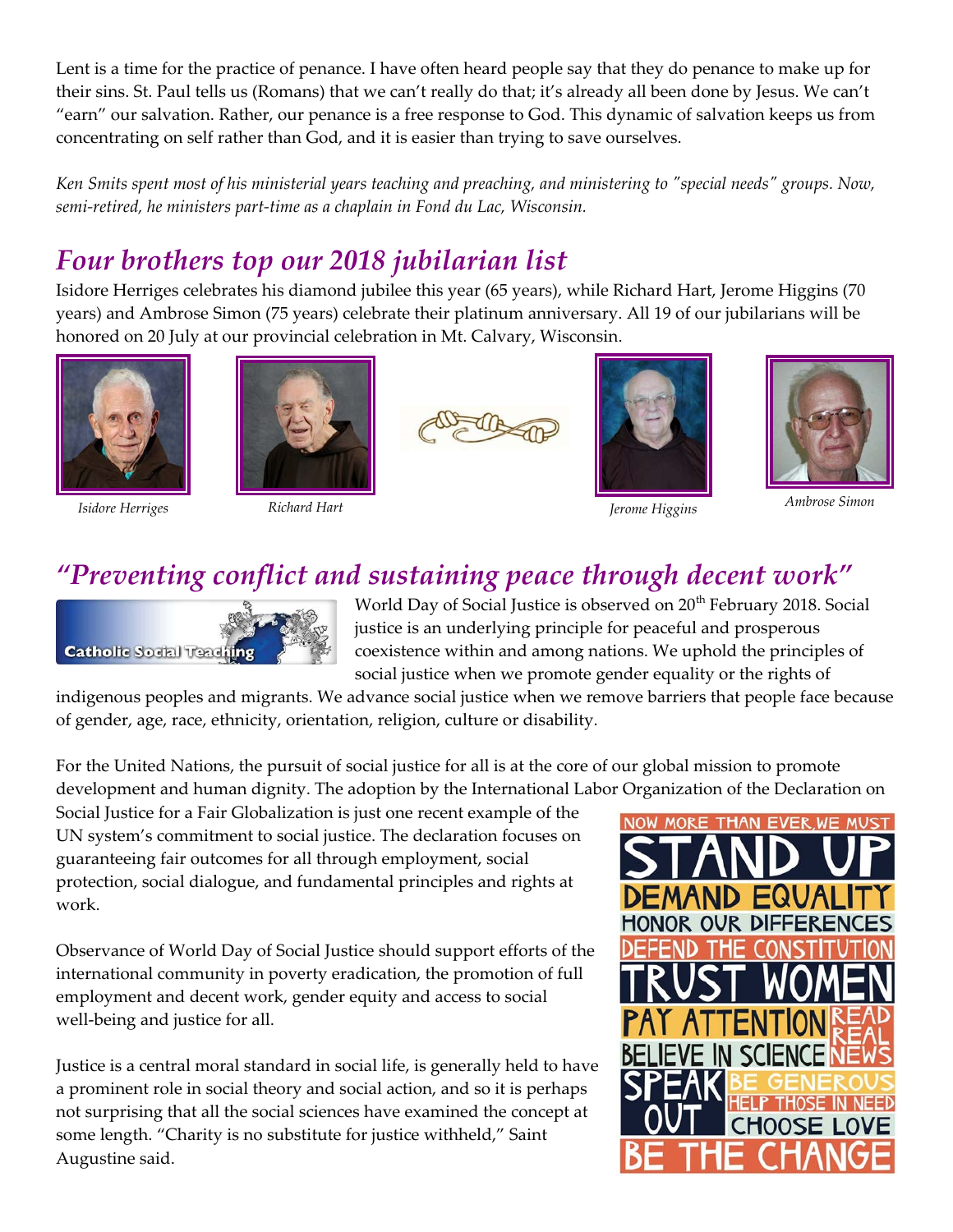Lent is a time for the practice of penance. I have often heard people say that they do penance to make up for their sins. St. Paul tells us (Romans) that we can't really do that; it's already all been done by Jesus. We can't "earn" our salvation. Rather, our penance is a free response to God. This dynamic of salvation keeps us from concentrating on self rather than God, and it is easier than trying to save ourselves.

*Ken Smits spent most of his ministerial years teaching and preaching, and ministering to "special needs" groups. Now, semi-retired, he ministers part-time as a chaplain in Fond du Lac, Wisconsin.*

## *Four brothers top our 2018 jubilarian list*

Isidore Herriges celebrates his diamond jubilee this year (65 years), while Richard Hart, Jerome Higgins (70 years) and Ambrose Simon (75 years) celebrate their platinum anniversary. All 19 of our jubilarians will be honored on 20 July at our provincial celebration in Mt. Calvary, Wisconsin.

*Isidore Herriges*

*Richard Hart*

*Jerome Higgins*

*Ambrose Simon*

## *"Preventing conflict and sustaining peace through decent work"*

Catholic Social Teaching

World Day of Social Justice is observed on 20th February 2018. Social justice is an underlying principle for peaceful and prosperous coexistence within and among nations. We uphold the principles of social justice when we promote gender equality or the rights of indigenous peoples and migrants. We advance social justice when we remove barriers that people face because of gender, age, race, ethnicity, orientation, religion, culture or disability.

For the United Nations, the pursuit of social justice for all is at the core of our global mission to promote development and human dignity. The adoption by the International Labor Organization of the Declaration on Social Justice for a Fair Globalization is just one recent example of the UN system's commitment to social justice. The declaration focuses on guaranteeing fair outcomes for all through employment, social protection, social dialogue, and fundamental principles and rights at work.

Observance of World Day of Social Justice should support efforts of the international community in poverty eradication, the promotion of full employment and decent work, gender equity and access to social well-being and justice for all.

Justice is a central moral standard in social life, is generally held to have a prominent role in social theory and social action, and so it is perhaps not surprising that all the social sciences have examined the concept at some length. "Charity is no substitute for justice withheld," Saint Augustine said.

NOW MORE THAN EVER, WE MUST STAND UP DEMAND EQUALITY HONOR OUR DIFFERENCES DEFEND THE CONSTITUTION TRUST WOMEN PAY ATTENTION READ REAL NEWS BELIEVE IN SCIENCE SPEAK OUT BE GENEROUS HELP THOSE IN NEED CHOOSE LOVE BE THE CHANGE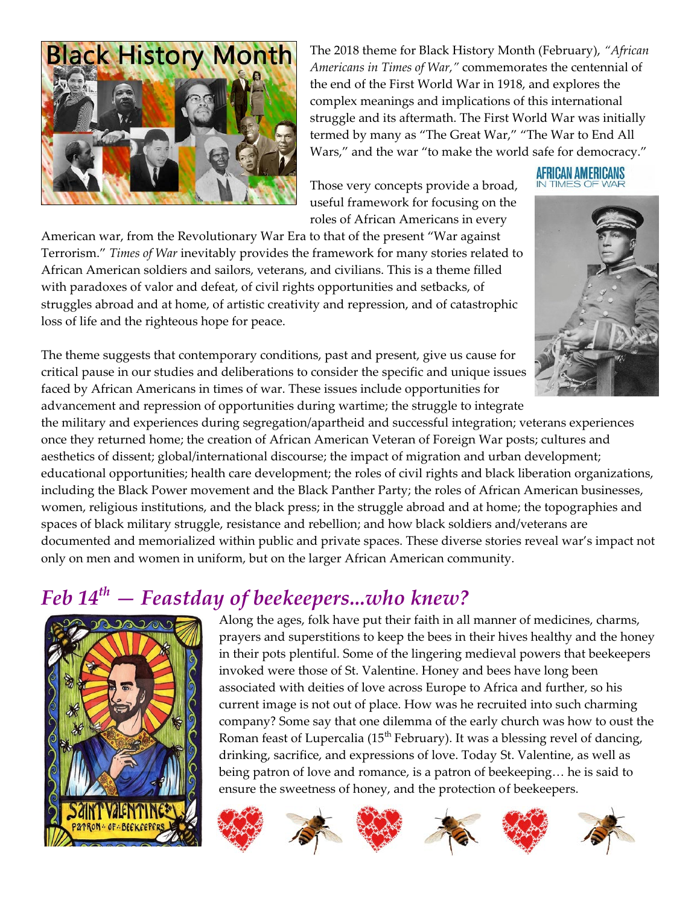The 2018 theme for Black History Month (February), *"African Americans in Times of War,"* commemorates the centennial of the end of the First World War in 1918, and explores the complex meanings and implications of this international struggle and its aftermath. The First World War was initially termed by many as "The Great War," "The War to End All Wars," and the war "to make the world safe for democracy."

Those very concepts provide a broad, useful framework for focusing on the roles of African Americans in every American war, from the Revolutionary War Era to that of the present "War against Terrorism." *Times of War* inevitably provides the framework for many stories related to African American soldiers and sailors, veterans, and civilians. This is a theme filled with paradoxes of valor and defeat, of civil rights opportunities and setbacks, of struggles abroad and at home, of artistic creativity and repression, and of catastrophic loss of life and the righteous hope for peace.

The theme suggests that contemporary conditions, past and present, give us cause for critical pause in our studies and deliberations to consider the specific and unique issues faced by African Americans in times of war. These issues include opportunities for advancement and repression of opportunities during wartime; the struggle to integrate the military and experiences during segregation/apartheid and successful integration; veterans experiences once they returned home; the creation of African American Veteran of Foreign War posts; cultures and aesthetics of dissent; global/international discourse; the impact of migration and urban development; educational opportunities; health care development; the roles of civil rights and black liberation organizations, including the Black Power movement and the Black Panther Party; the roles of African American businesses, women, religious institutions, and the black press; in the struggle abroad and at home; the topographies and spaces of black military struggle, resistance and rebellion; and how black soldiers and/veterans are documented and memorialized within public and private spaces. These diverse stories reveal war's impact not only on men and women in uniform, but on the larger African American community.

## *Feb 14th — Feastday of beekeepers...who knew?*

Along the ages, folk have put their faith in all manner of medicines, charms, prayers and superstitions to keep the bees in their hives healthy and the honey in their pots plentiful. Some of the lingering medieval powers that beekeepers invoked were those of St. Valentine. Honey and bees have long been associated with deities of love across Europe to Africa and further, so his current image is not out of place. How was he recruited into such charming company? Some say that one dilemma of the early church was how to oust the Roman feast of Lupercalia (15th February). It was a blessing revel of dancing, drinking, sacrifice, and expressions of love. Today St. Valentine, as well as being patron of love and romance, is a patron of beekeeping… he is said to ensure the sweetness of honey, and the protection of beekeepers.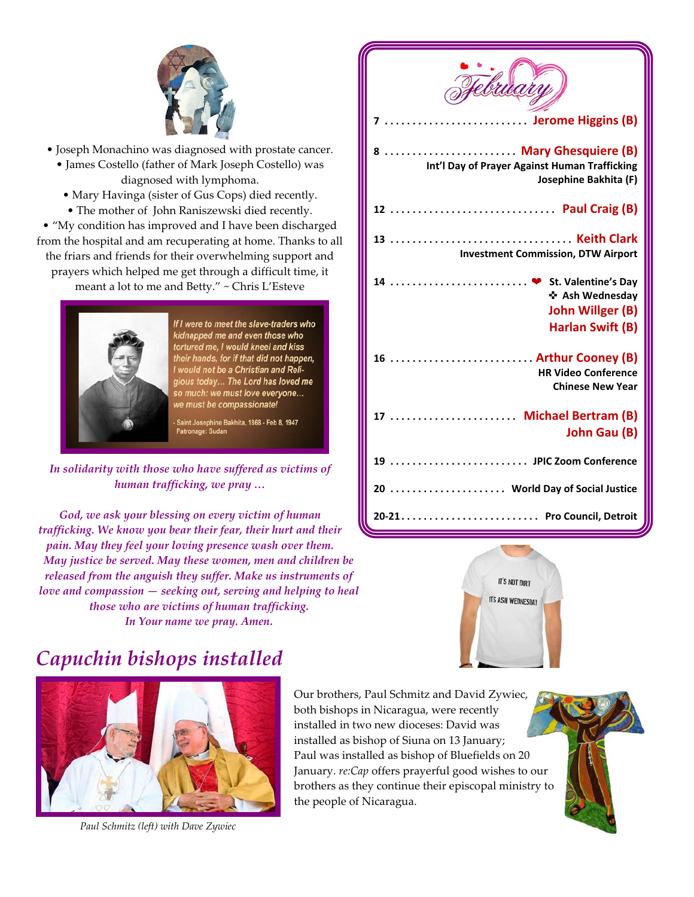• Joseph Monachino was diagnosed with prostate cancer.

• James Costello (father of Mark Joseph Costello) was diagnosed with lymphoma.

• Mary Havinga (sister of Gus Cops) died recently.

• The mother of John Raniszewski died recently.

• "My condition has improved and I have been discharged from the hospital and am recuperating at home. Thanks to all the friars and friends for their overwhelming support and prayers which helped me get through a difficult time, it meant a lot to me and Betty." ~ Chris L'Esteve

*If I were to meet the slave-traders who kidnapped me and even those who tortured me, I would kneel and kiss their hands, for if that did not happen, I would not be a Christian and Religious today... The Lord has loved me so much: we must love everyone... we must be compassionate!*

- Saint Josephine Bakhita, 1868 - Feb 8, 1947
Patronage: Sudan

*In solidarity with those who have suffered as victims of human trafficking, we pray …*

*God, we ask your blessing on every victim of human trafficking. We know you bear their fear, their hurt and their pain. May they feel your loving presence wash over them. May justice be served. May these women, men and children be released from the anguish they suffer. Make us instruments of love and compassion — seeking out, serving and helping to heal those who are victims of human trafficking. In Your name we pray. Amen.*

## February

**7** ........................ **Jerome Higgins (B)**

**8** ........................ **Mary Ghesquiere (B)**
**Int'l Day of Prayer Against Human Trafficking**
**Josephine Bakhita (F)**

**12** ........................ **Paul Craig (B)**

**13** ........................ **Keith Clark**
**Investment Commission, DTW Airport**

**14** ........................ ❤ **St. Valentine's Day**
✜ **Ash Wednesday**
**John Willger (B)**
**Harlan Swift (B)**

**16** ........................ **Arthur Cooney (B)**
**HR Video Conference**
**Chinese New Year**

**17** ........................ **Michael Bertram (B)**
**John Gau (B)**

**19** ........................ **JPIC Zoom Conference**

**20** ........................ **World Day of Social Justice**

**20-21** ........................ **Pro Council, Detroit**

IT'S NOT DIRT
IT'S ASH WEDNESDAY

# *Capuchin bishops installed*

Our brothers, Paul Schmitz and David Zywiec, both bishops in Nicaragua, were recently installed in two new dioceses: David was installed as bishop of Siuna on 13 January; Paul was installed as bishop of Bluefields on 20 January. *re:Cap* offers prayerful good wishes to our brothers as they continue their episcopal ministry to the people of Nicaragua.

*Paul Schmitz (left) with Dave Zywiec*